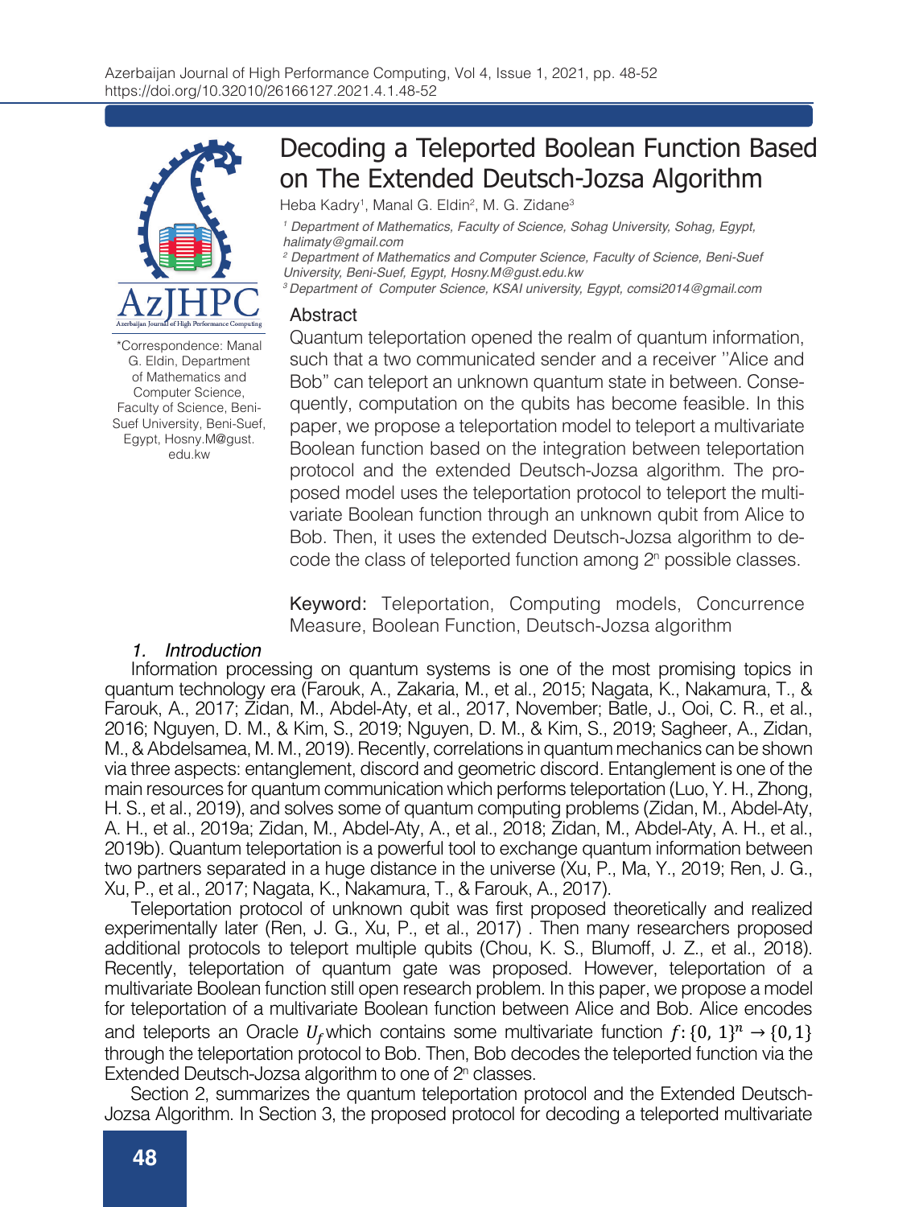# Decoding a Teleported Boolean Function Based on The Extended Deutsch-Jozsa Algorithm

Heba Kadry[1], Manal G. Eldin[2], M. G. Zidane[3]

[1] *Department of Mathematics, Faculty of Science, Sohag University, Sohag, Egypt, halimaty@gmail.com*

[2] *Department of Mathematics and Computer Science, Faculty of Science, Beni-Suef University, Beni-Suef, Egypt, Hosny.M@gust.edu.kw*

[3] *Department of Computer Science, KSAI university, Egypt, comsi2014@gmail.com*

*Correspondence: Manal G. Eldin, Department of Mathematics and Computer Science, Faculty of Science, Beni-Suef University, Beni-Suef, Egypt, Hosny.M@gust.edu.kw

## Abstract

Quantum teleportation opened the realm of quantum information, such that a two communicated sender and a receiver "Alice and Bob" can teleport an unknown quantum state in between. Consequently, computation on the qubits has become feasible. In this paper, we propose a teleportation model to teleport a multivariate Boolean function based on the integration between teleportation protocol and the extended Deutsch-Jozsa algorithm. The proposed model uses the teleportation protocol to teleport the multivariate Boolean function through an unknown qubit from Alice to Bob. Then, it uses the extended Deutsch-Jozsa algorithm to decode the class of teleported function among $2^n$ possible classes.

**Keyword:** Teleportation, Computing models, Concurrence Measure, Boolean Function, Deutsch-Jozsa algorithm

## *1. Introduction*

Information processing on quantum systems is one of the most promising topics in quantum technology era (Farouk, A., Zakaria, M., et al., 2015; Nagata, K., Nakamura, T., & Farouk, A., 2017; Zidan, M., Abdel-Aty, et al., 2017, November; Batle, J., Ooi, C. R., et al., 2016; Nguyen, D. M., & Kim, S., 2019; Nguyen, D. M., & Kim, S., 2019; Sagheer, A., Zidan, M., & Abdelsamea, M. M., 2019). Recently, correlations in quantum mechanics can be shown via three aspects: entanglement, discord and geometric discord. Entanglement is one of the main resources for quantum communication which performs teleportation (Luo, Y. H., Zhong, H. S., et al., 2019), and solves some of quantum computing problems (Zidan, M., Abdel-Aty, A. H., et al., 2019a; Zidan, M., Abdel-Aty, A., et al., 2018; Zidan, M., Abdel-Aty, A. H., et al., 2019b). Quantum teleportation is a powerful tool to exchange quantum information between two partners separated in a huge distance in the universe (Xu, P., Ma, Y., 2019; Ren, J. G., Xu, P., et al., 2017; Nagata, K., Nakamura, T., & Farouk, A., 2017).

Teleportation protocol of unknown qubit was first proposed theoretically and realized experimentally later (Ren, J. G., Xu, P., et al., 2017) . Then many researchers proposed additional protocols to teleport multiple qubits (Chou, K. S., Blumoff, J. Z., et al., 2018). Recently, teleportation of quantum gate was proposed. However, teleportation of a multivariate Boolean function still open research problem. In this paper, we propose a model for teleportation of a multivariate Boolean function between Alice and Bob. Alice encodes and teleports an Oracle $U_f$ which contains some multivariate function $f: \{0, 1\}^n \rightarrow \{0, 1\}$ through the teleportation protocol to Bob. Then, Bob decodes the teleported function via the Extended Deutsch-Jozsa algorithm to one of $2^n$ classes.

Section 2, summarizes the quantum teleportation protocol and the Extended Deutsch-Jozsa Algorithm. In Section 3, the proposed protocol for decoding a teleported multivariate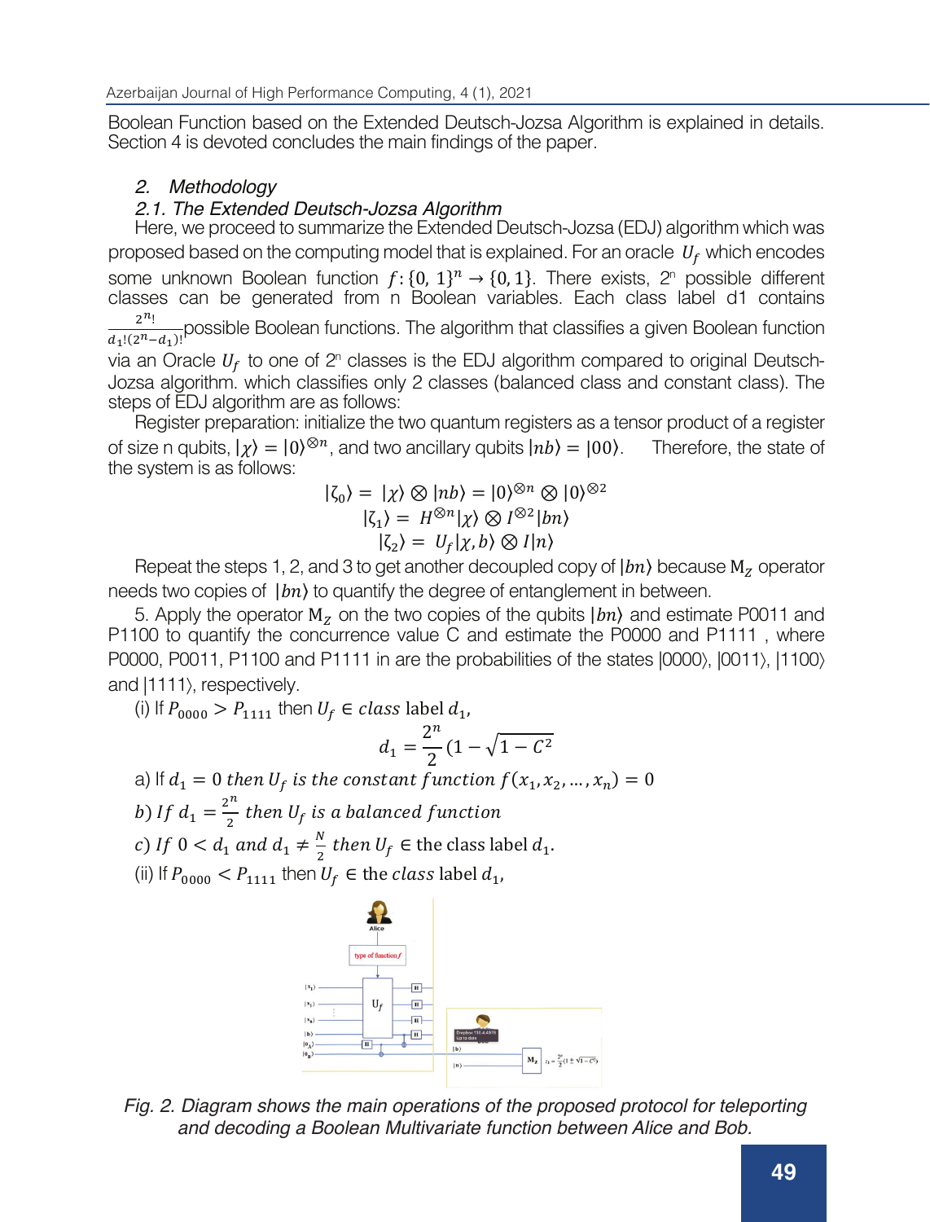Boolean Function based on the Extended Deutsch-Jozsa Algorithm is explained in details. Section 4 is devoted concludes the main findings of the paper.

## 2. Methodology

### 2.1. The Extended Deutsch-Jozsa Algorithm

Here, we proceed to summarize the Extended Deutsch-Jozsa (EDJ) algorithm which was proposed based on the computing model that is explained. For an oracle $U_f$ which encodes some unknown Boolean function $f: \{0, 1\}^n \rightarrow \{0, 1\}$. There exists, $2^n$ possible different classes can be generated from n Boolean variables. Each class label d1 contains $\frac{2^n!}{d_1!(2^n - d_1)!}$ possible Boolean functions. The algorithm that classifies a given Boolean function via an Oracle $U_f$ to one of $2^n$ classes is the EDJ algorithm compared to original Deutsch-Jozsa algorithm. which classifies only 2 classes (balanced class and constant class). The steps of EDJ algorithm are as follows:

Register preparation: initialize the two quantum registers as a tensor product of a register of size n qubits, $|\chi\rangle = |0\rangle^{\otimes n}$, and two ancillary qubits $|nb\rangle = |00\rangle$. Therefore, the state of the system is as follows:

$$|\zeta_0\rangle = |\chi\rangle \otimes |nb\rangle = |0\rangle^{\otimes n} \otimes |0\rangle^{\otimes 2}$$

$$|\zeta_1\rangle = H^{\otimes n}|\chi\rangle \otimes I^{\otimes 2}|bn\rangle$$

$$|\zeta_2\rangle = U_f|\chi, b\rangle \otimes I|n\rangle$$

Repeat the steps 1, 2, and 3 to get another decoupled copy of $|bn\rangle$ because $M_Z$ operator needs two copies of $|bn\rangle$ to quantify the degree of entanglement in between.

5. Apply the operator $M_Z$ on the two copies of the qubits $|bn\rangle$ and estimate P0011 and P1100 to quantify the concurrence value C and estimate the P0000 and P1111 , where P0000, P0011, P1100 and P1111 in are the probabilities of the states |0000⟩, |0011⟩, |1100⟩ and |1111⟩, respectively.

(i) If $P_{0000} > P_{1111}$ then $U_f \in$ class label $d_1$,

$$d_1 = \frac{2^n}{2}(1 - \sqrt{1 - C^2}$$

a) If $d_1 = 0$ *then* $U_f$ *is the constant function* $f(x_1, x_2, \ldots, x_n) = 0$

b) *If* $d_1 = \frac{2^n}{2}$ *then* $U_f$ *is a balanced function*

c) *If* $0 < d_1$ *and* $d_1 \neq \frac{N}{2}$ *then* $U_f \in$ the class label $d_1$.

(ii) If $P_{0000} < P_{1111}$ then $U_f \in$ the *class* label $d_1$,

*Fig. 2. Diagram shows the main operations of the proposed protocol for teleporting and decoding a Boolean Multivariate function between Alice and Bob.*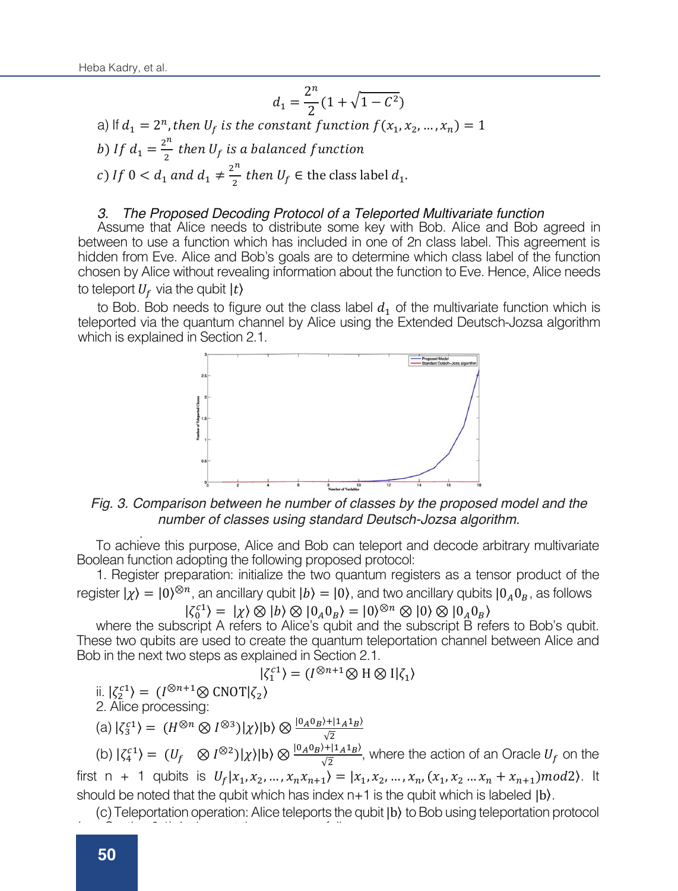$$d_1 = \frac{2^n}{2}(1 + \sqrt{1 - C^2})$$

a) If $d_1 = 2^n, then\ U_f\ is\ the\ constant\ function\ f(x_1, x_2, \ldots, x_n) = 1$

$b)\ If\ d_1 = \frac{2^n}{2}\ then\ U_f\ is\ a\ balanced\ function$

$c)\ If\ 0 < d_1\ and\ d_1 \neq \frac{2^n}{2}\ then\ U_f \in$ the class label $d_1$.

### *3. The Proposed Decoding Protocol of a Teleported Multivariate function*

Assume that Alice needs to distribute some key with Bob. Alice and Bob agreed in between to use a function which has included in one of 2n class label. This agreement is hidden from Eve. Alice and Bob's goals are to determine which class label of the function chosen by Alice without revealing information about the function to Eve. Hence, Alice needs to teleport $U_f$ via the qubit $|t\rangle$

to Bob. Bob needs to figure out the class label $d_1$ of the multivariate function which is teleported via the quantum channel by Alice using the Extended Deutsch-Jozsa algorithm which is explained in Section 2.1.

*Fig. 3. Comparison between he number of classes by the proposed model and the number of classes using standard Deutsch-Jozsa algorithm.*

To achieve this purpose, Alice and Bob can teleport and decode arbitrary multivariate Boolean function adopting the following proposed protocol:

1. Register preparation: initialize the two quantum registers as a tensor product of the register $|\chi\rangle = |0\rangle^{\otimes n}$, an ancillary qubit $|b\rangle = |0\rangle$, and two ancillary qubits $|0_A 0_B$, as follows

$$|\zeta_0^{c1}\rangle = |\chi\rangle \otimes |b\rangle \otimes |0_A 0_B\rangle = |0\rangle^{\otimes n} \otimes |0\rangle \otimes |0_A 0_B\rangle$$

where the subscript A refers to Alice's qubit and the subscript B refers to Bob's qubit. These two qubits are used to create the quantum teleportation channel between Alice and Bob in the next two steps as explained in Section 2.1.

$$|\zeta_1^{c1}\rangle = (I^{\otimes n+1} \otimes \mathrm{H} \otimes \mathrm{I}|\zeta_1\rangle$$

ii. $|\zeta_2^{c1}\rangle = (I^{\otimes n+1} \otimes \mathrm{CNOT}|\zeta_2\rangle$

2. Alice processing:

(a) $|\zeta_3^{c1}\rangle = (H^{\otimes n} \otimes I^{\otimes 3})|\chi\rangle|\mathrm{b}\rangle \otimes \frac{|0_A 0_B\rangle + |1_A 1_B\rangle}{\sqrt{2}}$

(b) $|\zeta_4^{c1}\rangle = (U_f \quad \otimes I^{\otimes 2})|\chi\rangle|\mathrm{b}\rangle \otimes \frac{|0_A 0_B\rangle + |1_A 1_B\rangle}{\sqrt{2}}$, where the action of an Oracle $U_f$ on the first n + 1 qubits is $U_f|x_1, x_2, \ldots, x_n x_{n+1}\rangle = |x_1, x_2, \ldots, x_n, (x_1, x_2 \ldots x_n + x_{n+1}) mod 2\rangle$. It should be noted that the qubit which has index n+1 is the qubit which is labeled $|\mathrm{b}\rangle$.

(c) Teleportation operation: Alice teleports the qubit $|\mathrm{b}\rangle$ to Bob using teleportation protocol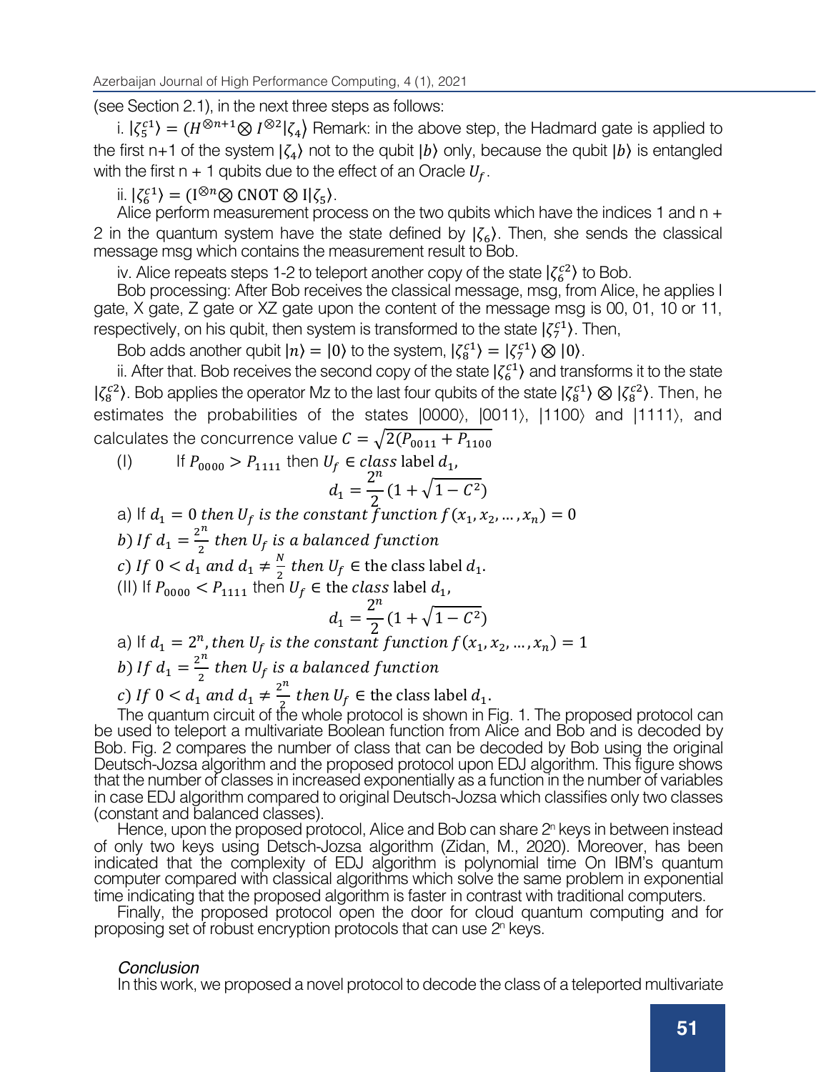(see Section 2.1), in the next three steps as follows:

i. $|\zeta_5^{c1}\rangle = (H^{\otimes n+1} \otimes I^{\otimes 2}|\zeta_4\rangle$ Remark: in the above step, the Hadmard gate is applied to the first n+1 of the system $|\zeta_4\rangle$ not to the qubit $|b\rangle$ only, because the qubit $|b\rangle$ is entangled with the first n + 1 qubits due to the effect of an Oracle $U_f$.

ii. $|\zeta_6^{c1}\rangle = (\mathrm{I}^{\otimes n} \otimes \mathrm{CNOT} \otimes \mathrm{I}|\zeta_5\rangle$.

Alice perform measurement process on the two qubits which have the indices 1 and n + 2 in the quantum system have the state defined by $|\zeta_6\rangle$. Then, she sends the classical message msg which contains the measurement result to Bob.

iv. Alice repeats steps 1-2 to teleport another copy of the state $|\zeta_6^{c2}\rangle$ to Bob.

Bob processing: After Bob receives the classical message, msg, from Alice, he applies I gate, X gate, Z gate or XZ gate upon the content of the message msg is 00, 01, 10 or 11, respectively, on his qubit, then system is transformed to the state $|\zeta_7^{c1}\rangle$. Then,

Bob adds another qubit $|n\rangle = |0\rangle$ to the system, $|\zeta_8^{c1}\rangle = |\zeta_7^{c1}\rangle \otimes |0\rangle$.

ii. After that. Bob receives the second copy of the state $|\zeta_6^{c1}\rangle$ and transforms it to the state $|\zeta_8^{c2}\rangle$. Bob applies the operator Mz to the last four qubits of the state $|\zeta_8^{c1}\rangle \otimes |\zeta_8^{c2}\rangle$. Then, he estimates the probabilities of the states |0000⟩, |0011⟩, |1100⟩ and |1111⟩, and calculates the concurrence value $C = \sqrt{2(P_{0011} + P_{1100}}$

(I) If $P_{0000} > P_{1111}$ then $U_f \in class$ label $d_1$,

$$d_1 = \frac{2^n}{2}(1 + \sqrt{1 - C^2})$$

a) If $d_1 = 0$ *then* $U_f$ *is the constant function* $f(x_1, x_2, \ldots, x_n) = 0$

b) *If* $d_1 = \frac{2^n}{2}$ *then* $U_f$ *is a balanced function*

c) *If* $0 < d_1$ *and* $d_1 \neq \frac{N}{2}$ *then* $U_f \in$ the class label $d_1$.

(II) If $P_{0000} < P_{1111}$ then $U_f \in$ the *class* label $d_1$,

$$d_1 = \frac{2^n}{2}(1 + \sqrt{1 - C^2})$$

a) If $d_1 = 2^n$, *then* $U_f$ *is the constant function* $f(x_1, x_2, \ldots, x_n) = 1$

b) *If* $d_1 = \frac{2^n}{2}$ *then* $U_f$ *is a balanced function*

c) *If* $0 < d_1$ *and* $d_1 \neq \frac{2^n}{2}$ *then* $U_f \in$ the class label $d_1$.

The quantum circuit of the whole protocol is shown in Fig. 1. The proposed protocol can be used to teleport a multivariate Boolean function from Alice and Bob and is decoded by Bob. Fig. 2 compares the number of class that can be decoded by Bob using the original Deutsch-Jozsa algorithm and the proposed protocol upon EDJ algorithm. This figure shows that the number of classes in increased exponentially as a function in the number of variables in case EDJ algorithm compared to original Deutsch-Jozsa which classifies only two classes (constant and balanced classes).

Hence, upon the proposed protocol, Alice and Bob can share $2^n$ keys in between instead of only two keys using Detsch-Jozsa algorithm (Zidan, M., 2020). Moreover, has been indicated that the complexity of EDJ algorithm is polynomial time On IBM's quantum computer compared with classical algorithms which solve the same problem in exponential time indicating that the proposed algorithm is faster in contrast with traditional computers.

Finally, the proposed protocol open the door for cloud quantum computing and for proposing set of robust encryption protocols that can use $2^n$ keys.

*Conclusion*

In this work, we proposed a novel protocol to decode the class of a teleported multivariate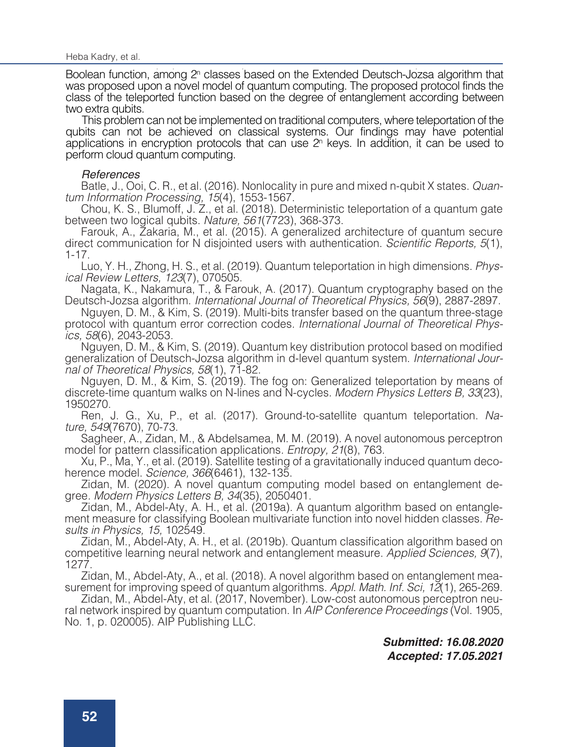Boolean function, among $2^n$ classes based on the Extended Deutsch-Jozsa algorithm that was proposed upon a novel model of quantum computing. The proposed protocol finds the class of the teleported function based on the degree of entanglement according between two extra qubits.

This problem can not be implemented on traditional computers, where teleportation of the qubits can not be achieved on classical systems. Our findings may have potential applications in encryption protocols that can use $2^n$ keys. In addition, it can be used to perform cloud quantum computing.

### *References*

Batle, J., Ooi, C. R., et al. (2016). Nonlocality in pure and mixed n-qubit X states. *Quantum Information Processing, 15*(4), 1553-1567.

Chou, K. S., Blumoff, J. Z., et al. (2018). Deterministic teleportation of a quantum gate between two logical qubits. *Nature, 561*(7723), 368-373.

Farouk, A., Zakaria, M., et al. (2015). A generalized architecture of quantum secure direct communication for N disjointed users with authentication. *Scientific Reports, 5*(1), 1-17.

Luo, Y. H., Zhong, H. S., et al. (2019). Quantum teleportation in high dimensions. *Physical Review Letters, 123*(7), 070505.

Nagata, K., Nakamura, T., & Farouk, A. (2017). Quantum cryptography based on the Deutsch-Jozsa algorithm. *International Journal of Theoretical Physics, 56*(9), 2887-2897.

Nguyen, D. M., & Kim, S. (2019). Multi-bits transfer based on the quantum three-stage protocol with quantum error correction codes. *International Journal of Theoretical Physics, 58*(6), 2043-2053.

Nguyen, D. M., & Kim, S. (2019). Quantum key distribution protocol based on modified generalization of Deutsch-Jozsa algorithm in d-level quantum system. *International Journal of Theoretical Physics, 58*(1), 71-82.

Nguyen, D. M., & Kim, S. (2019). The fog on: Generalized teleportation by means of discrete-time quantum walks on N-lines and N-cycles. *Modern Physics Letters B, 33*(23), 1950270.

Ren, J. G., Xu, P., et al. (2017). Ground-to-satellite quantum teleportation. *Nature, 549*(7670), 70-73.

Sagheer, A., Zidan, M., & Abdelsamea, M. M. (2019). A novel autonomous perceptron model for pattern classification applications. *Entropy, 21*(8), 763.

Xu, P., Ma, Y., et al. (2019). Satellite testing of a gravitationally induced quantum decoherence model. *Science, 366*(6461), 132-135.

Zidan, M. (2020). A novel quantum computing model based on entanglement degree. *Modern Physics Letters B, 34*(35), 2050401.

Zidan, M., Abdel-Aty, A. H., et al. (2019a). A quantum algorithm based on entanglement measure for classifying Boolean multivariate function into novel hidden classes. *Results in Physics, 15,* 102549.

Zidan, M., Abdel-Aty, A. H., et al. (2019b). Quantum classification algorithm based on competitive learning neural network and entanglement measure. *Applied Sciences, 9*(7), 1277.

Zidan, M., Abdel-Aty, A., et al. (2018). A novel algorithm based on entanglement measurement for improving speed of quantum algorithms. *Appl. Math. Inf. Sci, 12*(1), 265-269.

Zidan, M., Abdel-Aty, et al. (2017, November). Low-cost autonomous perceptron neural network inspired by quantum computation. In *AIP Conference Proceedings* (Vol. 1905, No. 1, p. 020005). AIP Publishing LLC.

***Submitted: 16.08.2020***
***Accepted: 17.05.2021***